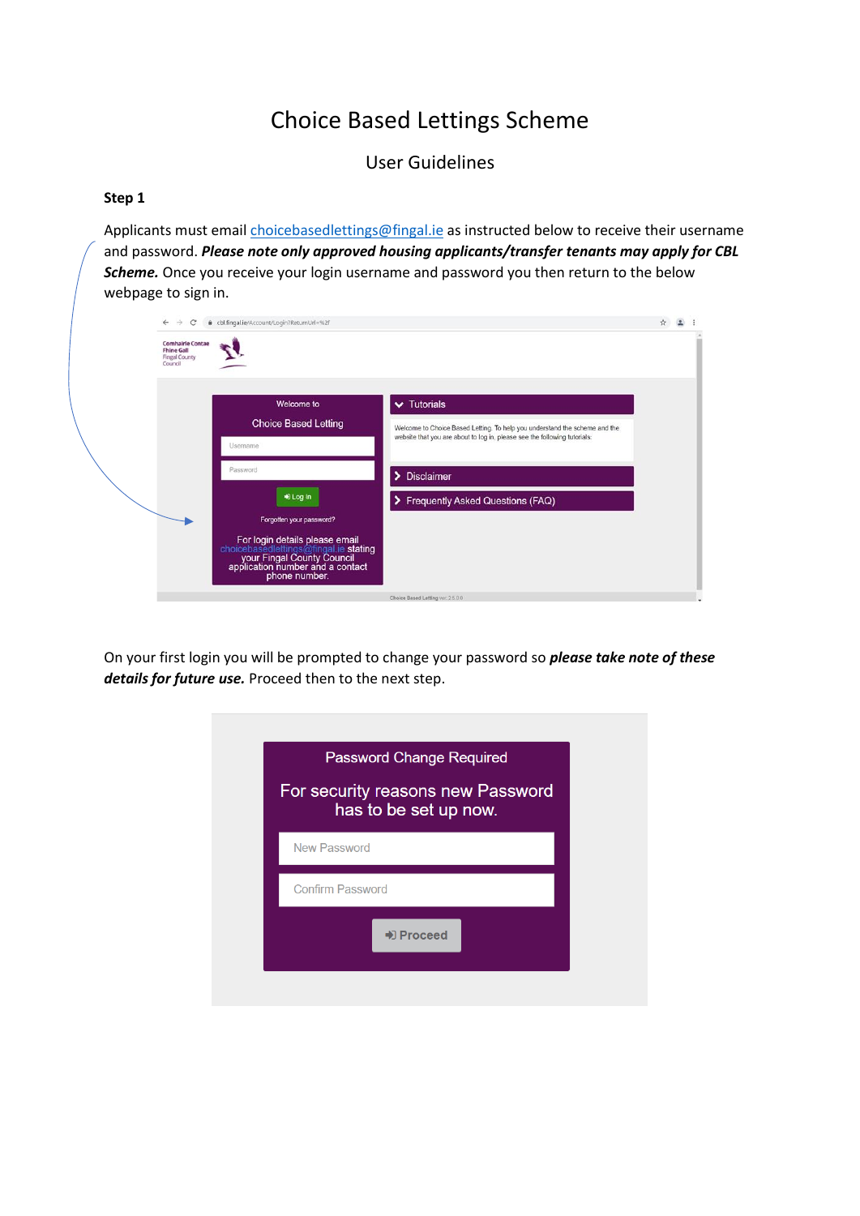# Choice Based Lettings Scheme

## User Guidelines

**Step 1**

Applicants must email choicebasedlettings@fingal.ie as instructed below to receive their username and password. ***Please note only approved housing applicants/transfer tenants may apply for CBL Scheme.*** Once you receive your login username and password you then return to the below webpage to sign in.

On your first login you will be prompted to change your password so ***please take note of these details for future use.*** Proceed then to the next step.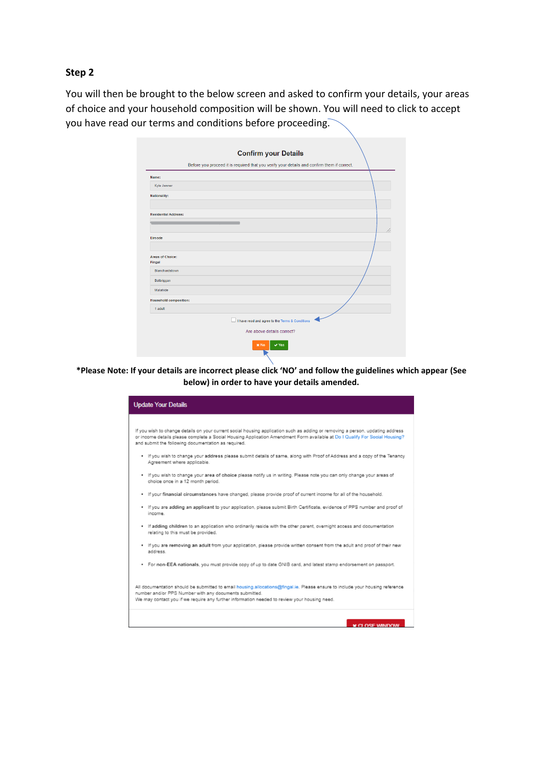## Step 2

You will then be brought to the below screen and asked to confirm your details, your areas of choice and your household composition will be shown. You will need to click to accept you have read our terms and conditions before proceeding.

**Confirm your Details**

Before you proceed it is required that you verify your details and confirm them if correct.

**Name:**

Kyle Jenner

**Nationality:**

**Residential Address:**

**Eircode**

**Areas of Choice:**

**Fingal**

Blanchardstown

Balbriggan

Malahide

**Household composition:**

1 adult

☐ I have read and agree to the Terms & Conditions

Are above details correct?

✖ No ✔ Yes

**\*Please Note: If your details are incorrect please click 'NO' and follow the guidelines which appear (See below) in order to have your details amended.**

**Update Your Details**

If you wish to change details on your current social housing application such as adding or removing a person, updating address or income details please complete a Social Housing Application Amendment Form available at Do I Qualify For Social Housing? and submit the following documentation as required.

- If you wish to change your **address** please submit details of same, along with Proof of Address and a copy of the Tenancy Agreement where applicable.
- If you wish to change your **area of choice** please notify us in writing. Please note you can only change your areas of choice once in a 12 month period.
- If your **financial circumstances** have changed, please provide proof of current income for all of the household.
- If you are **adding an applicant** to your application, please submit Birth Certificate, evidence of PPS number and proof of income.
- If **adding children** to an application who ordinarily reside with the other parent, overnight access and documentation relating to this must be provided.
- If you are **removing an adult** from your application, please provide written consent from the adult and proof of their new address.
- For **non-EEA nationals**, you must provide copy of up to date GNIB card, and latest stamp endorsement on passport.

All documentation should be submitted to email housing.allocations@fingal.ie. Please ensure to include your housing reference number and/or PPS Number with any documents submitted.
We may contact you if we require any further information needed to review your housing need.

✖ CLOSE WINDOW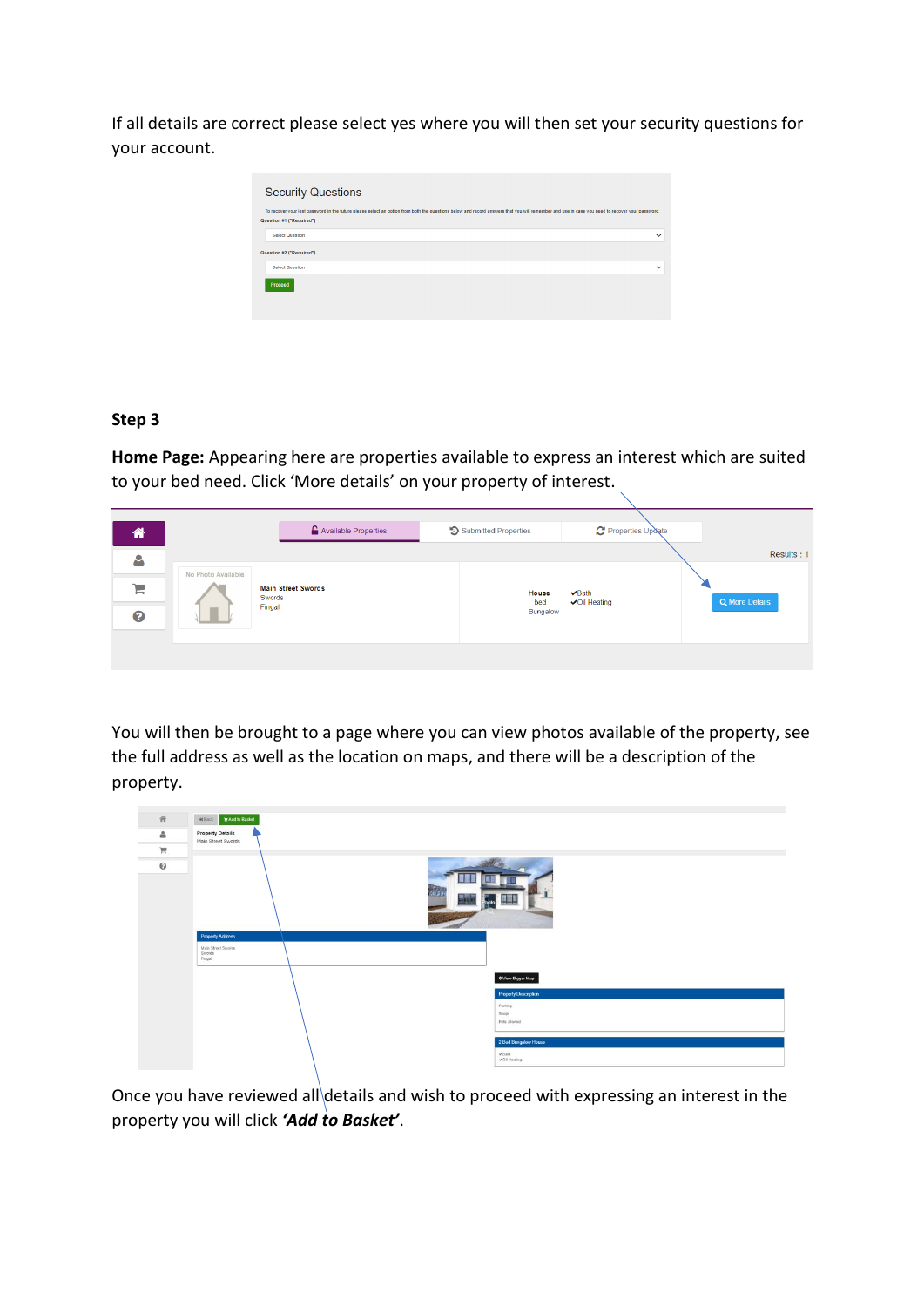If all details are correct please select yes where you will then set your security questions for your account.

**Step 3**

**Home Page:** Appearing here are properties available to express an interest which are suited to your bed need. Click 'More details' on your property of interest.

You will then be brought to a page where you can view photos available of the property, see the full address as well as the location on maps, and there will be a description of the property.

Once you have reviewed all details and wish to proceed with expressing an interest in the property you will click ***'Add to Basket'***.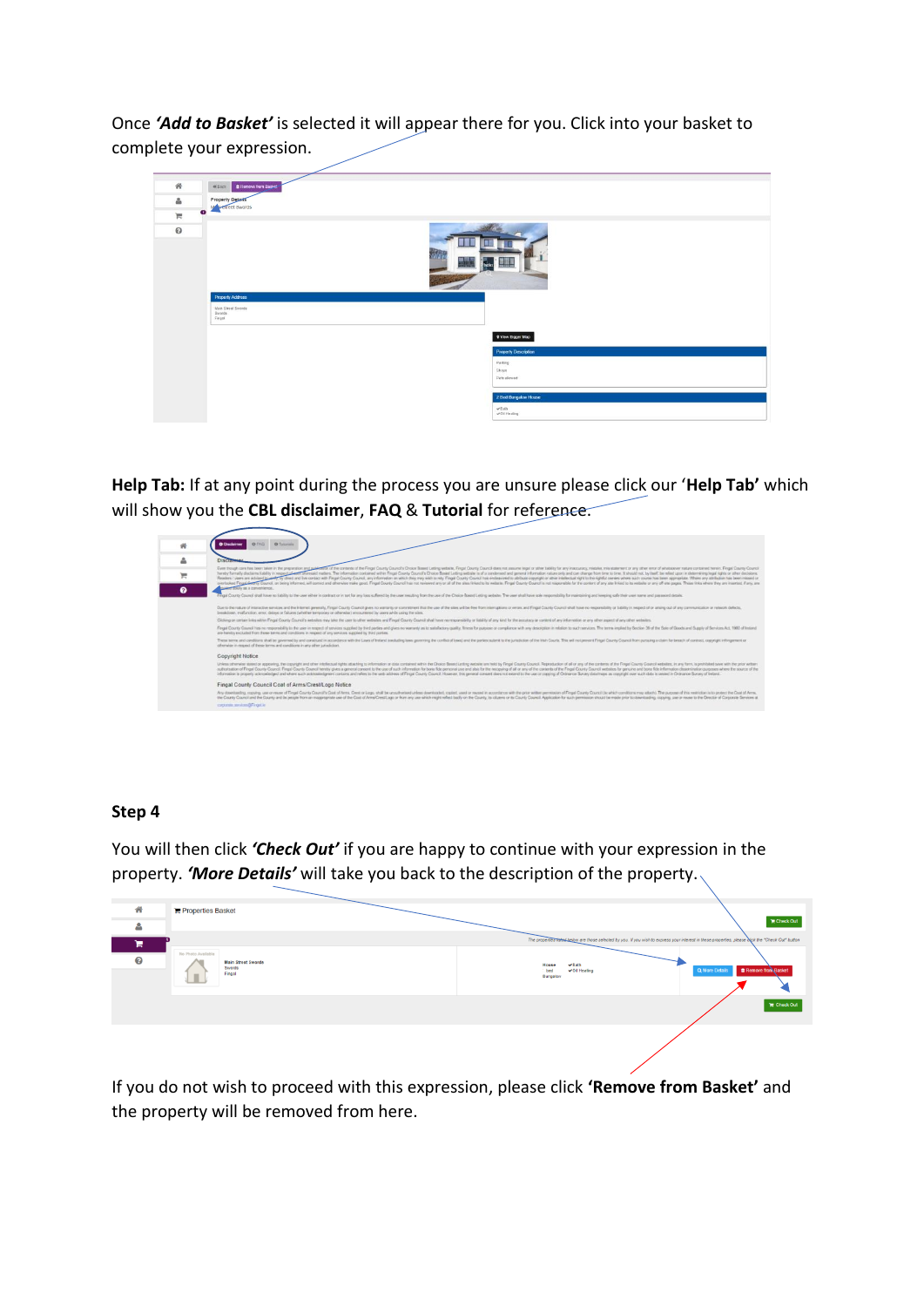Once ***'Add to Basket'*** is selected it will appear there for you. Click into your basket to complete your expression.

**Help Tab:** If at any point during the process you are unsure please click our '**Help Tab'** which will show you the **CBL disclaimer**, **FAQ** & **Tutorial** for reference.

**Step 4**

You will then click ***'Check Out'*** if you are happy to continue with your expression in the property. ***'More Details'*** will take you back to the description of the property.

If you do not wish to proceed with this expression, please click **'Remove from Basket'** and the property will be removed from here.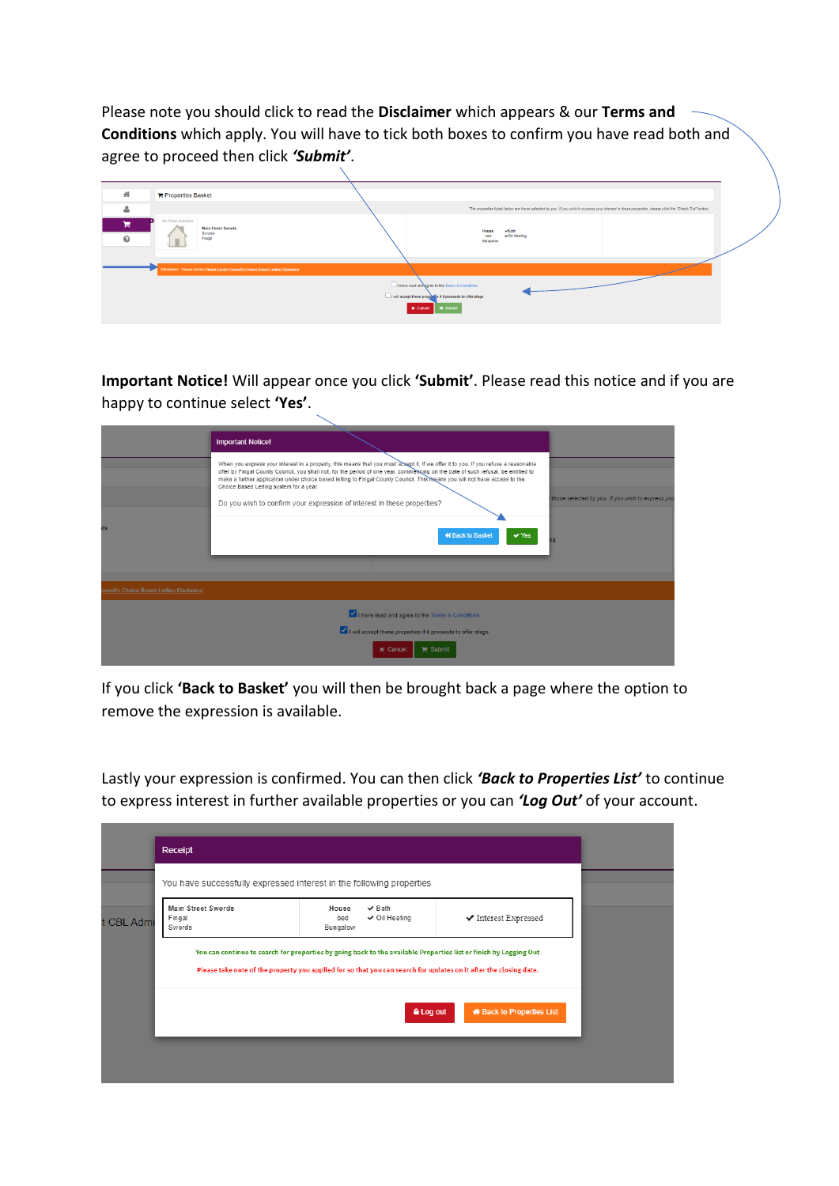Please note you should click to read the **Disclaimer** which appears & our **Terms and Conditions** which apply. You will have to tick both boxes to confirm you have read both and agree to proceed then click ***'Submit'***.

**Important Notice!** Will appear once you click **'Submit'**. Please read this notice and if you are happy to continue select **'Yes'**.

If you click **'Back to Basket'** you will then be brought back a page where the option to remove the expression is available.

Lastly your expression is confirmed. You can then click ***'Back to Properties List'*** to continue to express interest in further available properties or you can ***'Log Out'*** of your account.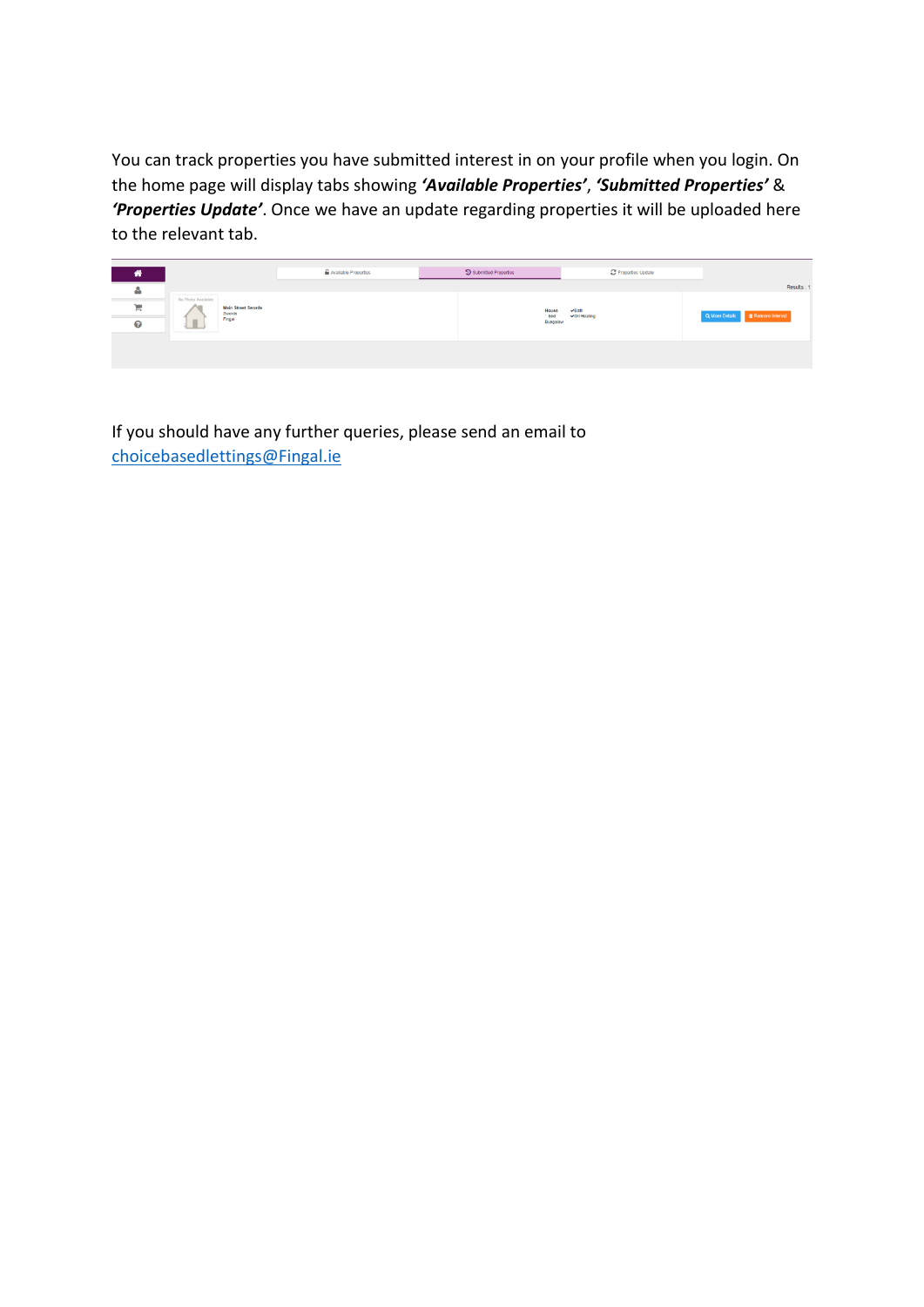You can track properties you have submitted interest in on your profile when you login. On the home page will display tabs showing ***'Available Properties'***, ***'Submitted Properties'*** & ***'Properties Update'***. Once we have an update regarding properties it will be uploaded here to the relevant tab.

If you should have any further queries, please send an email to choicebasedlettings@Fingal.ie